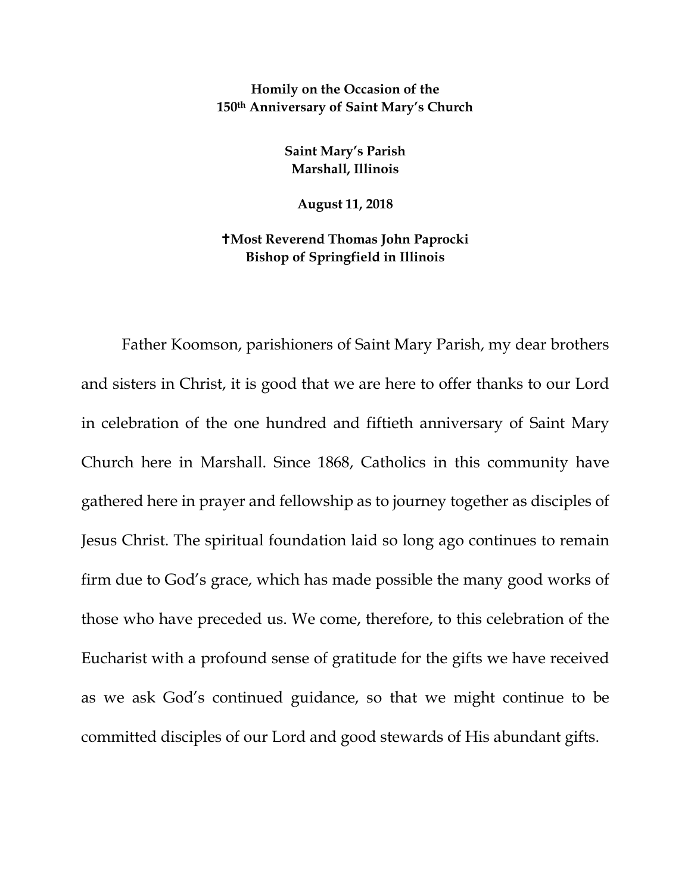**Homily on the Occasion of the**
**150th Anniversary of Saint Mary's Church**

**Saint Mary's Parish**
**Marshall, Illinois**

**August 11, 2018**

**✝Most Reverend Thomas John Paprocki**
**Bishop of Springfield in Illinois**

Father Koomson, parishioners of Saint Mary Parish, my dear brothers and sisters in Christ, it is good that we are here to offer thanks to our Lord in celebration of the one hundred and fiftieth anniversary of Saint Mary Church here in Marshall. Since 1868, Catholics in this community have gathered here in prayer and fellowship as to journey together as disciples of Jesus Christ. The spiritual foundation laid so long ago continues to remain firm due to God's grace, which has made possible the many good works of those who have preceded us. We come, therefore, to this celebration of the Eucharist with a profound sense of gratitude for the gifts we have received as we ask God's continued guidance, so that we might continue to be committed disciples of our Lord and good stewards of His abundant gifts.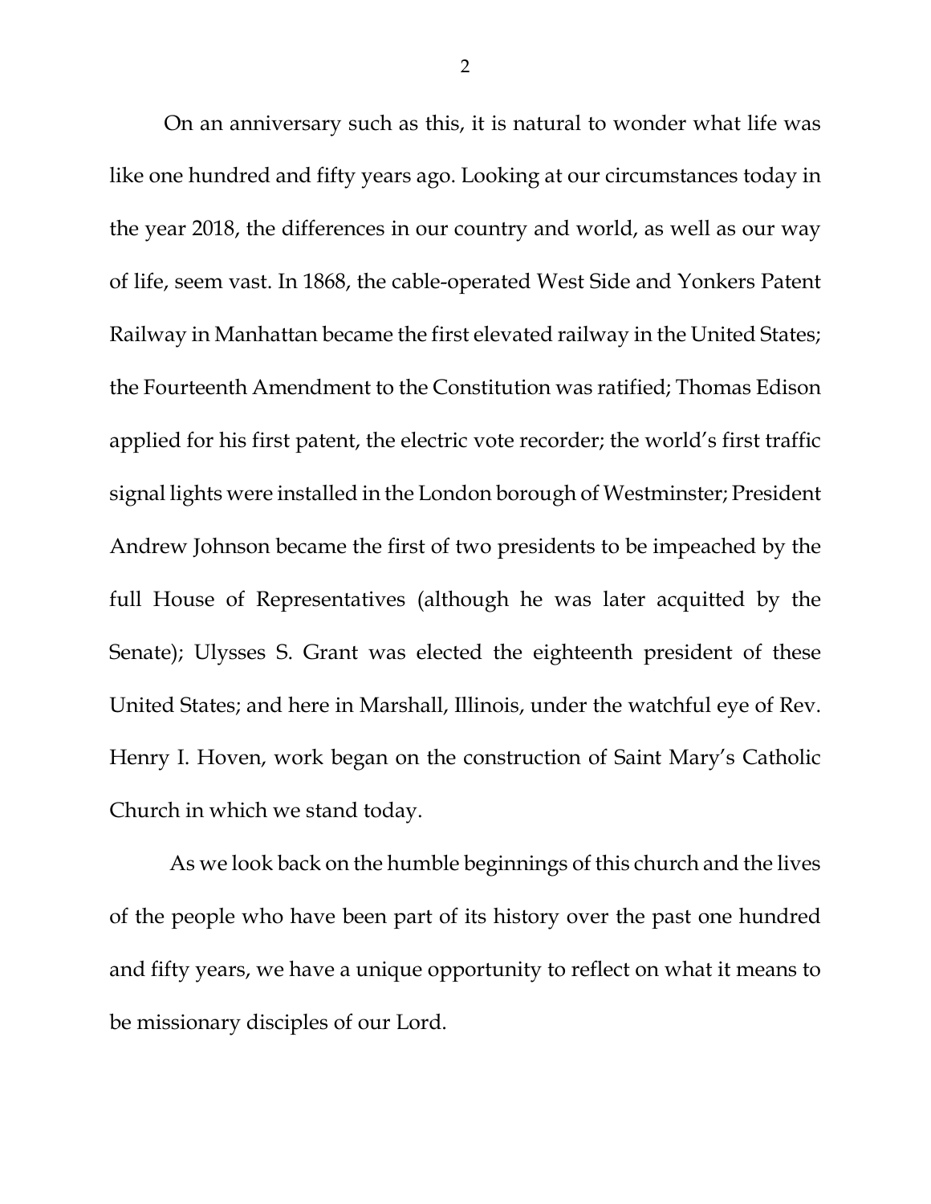On an anniversary such as this, it is natural to wonder what life was like one hundred and fifty years ago. Looking at our circumstances today in the year 2018, the differences in our country and world, as well as our way of life, seem vast. In 1868, the cable-operated West Side and Yonkers Patent Railway in Manhattan became the first elevated railway in the United States; the Fourteenth Amendment to the Constitution was ratified; Thomas Edison applied for his first patent, the electric vote recorder; the world's first traffic signal lights were installed in the London borough of Westminster; President Andrew Johnson became the first of two presidents to be impeached by the full House of Representatives (although he was later acquitted by the Senate); Ulysses S. Grant was elected the eighteenth president of these United States; and here in Marshall, Illinois, under the watchful eye of Rev. Henry I. Hoven, work began on the construction of Saint Mary's Catholic Church in which we stand today.

As we look back on the humble beginnings of this church and the lives of the people who have been part of its history over the past one hundred and fifty years, we have a unique opportunity to reflect on what it means to be missionary disciples of our Lord.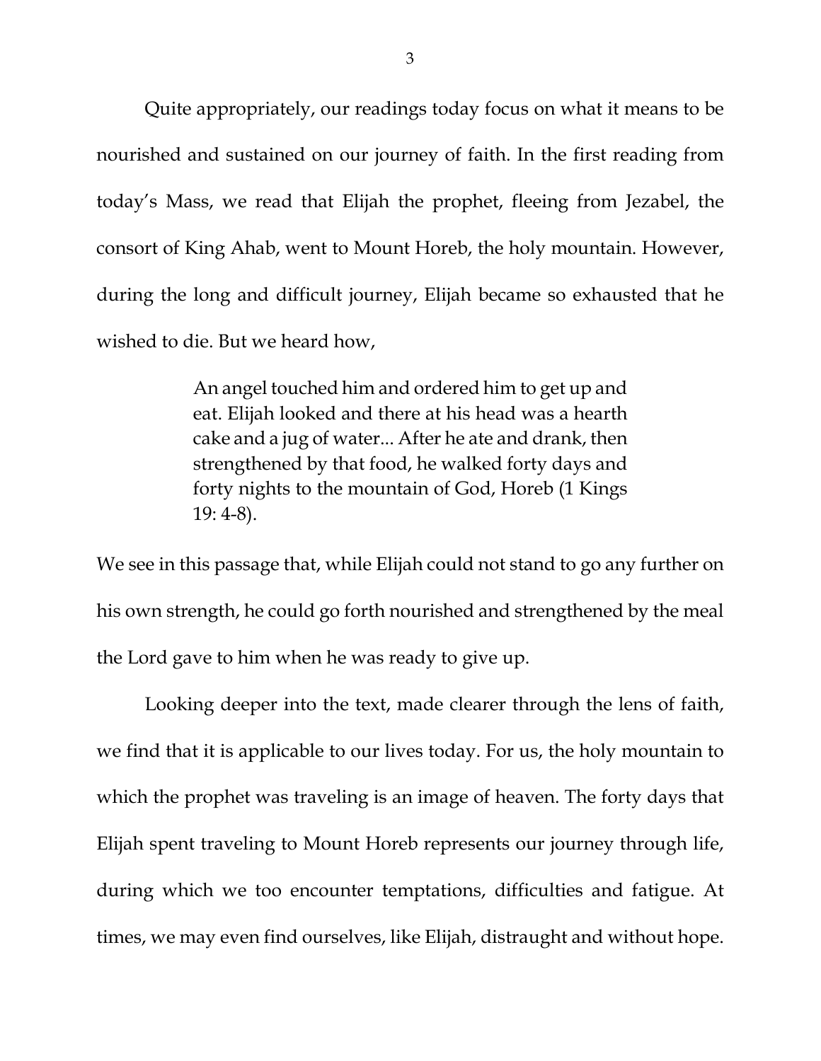Quite appropriately, our readings today focus on what it means to be nourished and sustained on our journey of faith. In the first reading from today's Mass, we read that Elijah the prophet, fleeing from Jezabel, the consort of King Ahab, went to Mount Horeb, the holy mountain. However, during the long and difficult journey, Elijah became so exhausted that he wished to die. But we heard how,

> An angel touched him and ordered him to get up and eat. Elijah looked and there at his head was a hearth cake and a jug of water... After he ate and drank, then strengthened by that food, he walked forty days and forty nights to the mountain of God, Horeb (1 Kings 19: 4-8).

We see in this passage that, while Elijah could not stand to go any further on his own strength, he could go forth nourished and strengthened by the meal the Lord gave to him when he was ready to give up.

Looking deeper into the text, made clearer through the lens of faith, we find that it is applicable to our lives today. For us, the holy mountain to which the prophet was traveling is an image of heaven. The forty days that Elijah spent traveling to Mount Horeb represents our journey through life, during which we too encounter temptations, difficulties and fatigue. At times, we may even find ourselves, like Elijah, distraught and without hope.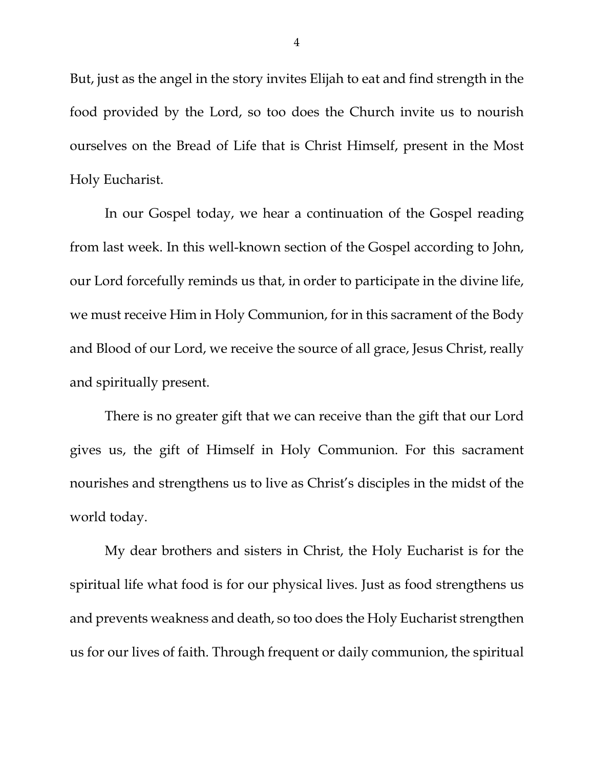But, just as the angel in the story invites Elijah to eat and find strength in the food provided by the Lord, so too does the Church invite us to nourish ourselves on the Bread of Life that is Christ Himself, present in the Most Holy Eucharist.

In our Gospel today, we hear a continuation of the Gospel reading from last week. In this well-known section of the Gospel according to John, our Lord forcefully reminds us that, in order to participate in the divine life, we must receive Him in Holy Communion, for in this sacrament of the Body and Blood of our Lord, we receive the source of all grace, Jesus Christ, really and spiritually present.

There is no greater gift that we can receive than the gift that our Lord gives us, the gift of Himself in Holy Communion. For this sacrament nourishes and strengthens us to live as Christ's disciples in the midst of the world today.

My dear brothers and sisters in Christ, the Holy Eucharist is for the spiritual life what food is for our physical lives. Just as food strengthens us and prevents weakness and death, so too does the Holy Eucharist strengthen us for our lives of faith. Through frequent or daily communion, the spiritual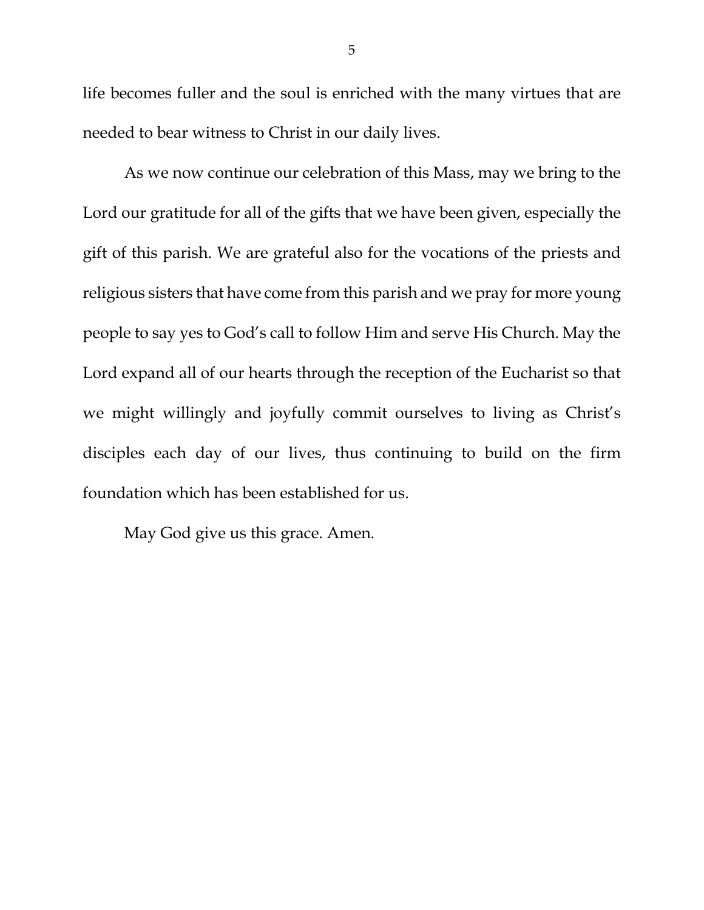life becomes fuller and the soul is enriched with the many virtues that are needed to bear witness to Christ in our daily lives.

As we now continue our celebration of this Mass, may we bring to the Lord our gratitude for all of the gifts that we have been given, especially the gift of this parish. We are grateful also for the vocations of the priests and religious sisters that have come from this parish and we pray for more young people to say yes to God's call to follow Him and serve His Church. May the Lord expand all of our hearts through the reception of the Eucharist so that we might willingly and joyfully commit ourselves to living as Christ's disciples each day of our lives, thus continuing to build on the firm foundation which has been established for us.

May God give us this grace. Amen.